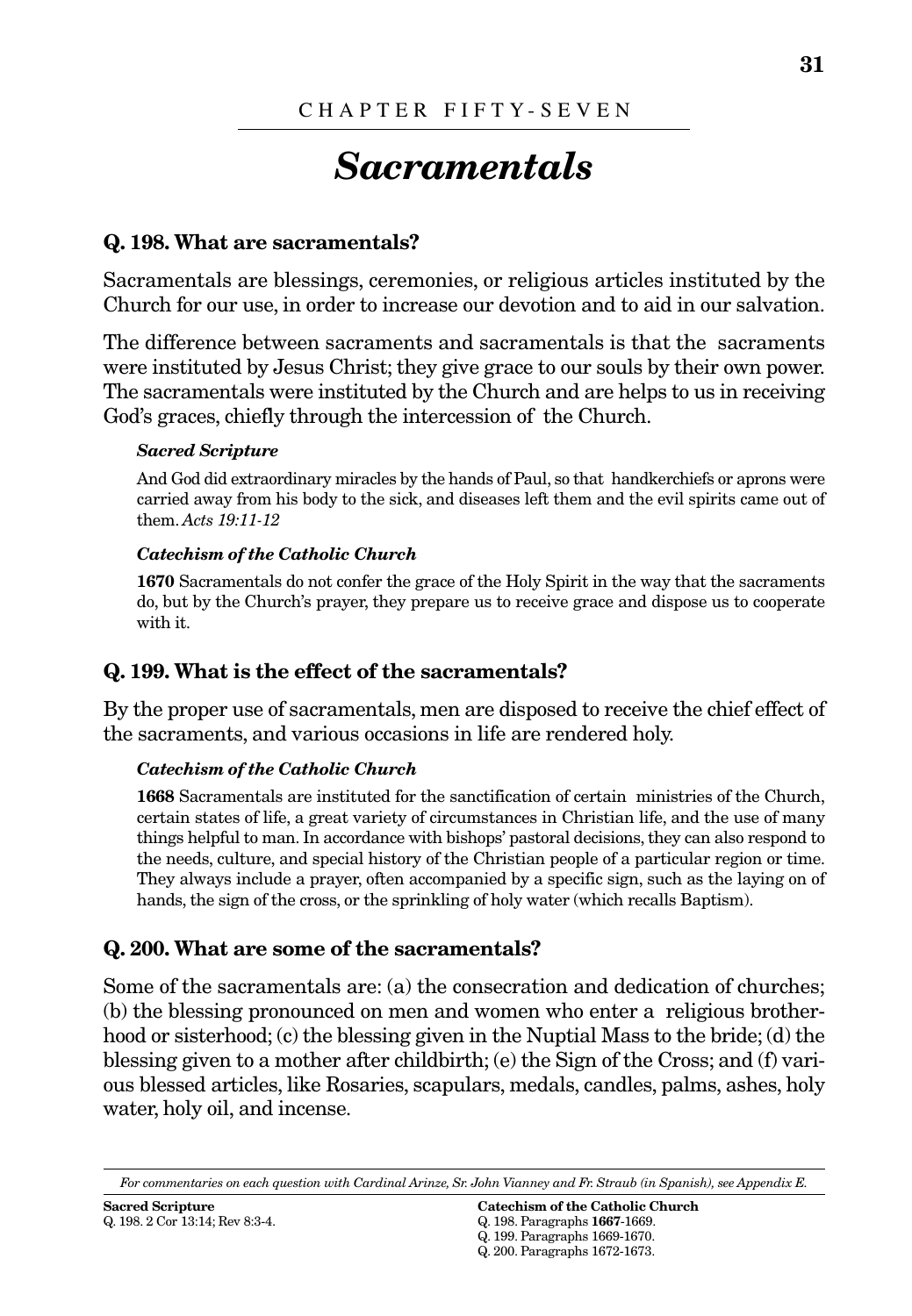CHAPTER FIFTY-SEVEN

# *Sacramentals*

### Q. 198. What are sacramentals?

Sacramentals are blessings, ceremonies, or religious articles instituted by the Church for our use, in order to increase our devotion and to aid in our salvation.

The difference between sacraments and sacramentals is that the sacraments were instituted by Jesus Christ; they give grace to our souls by their own power. The sacramentals were instituted by the Church and are helps to us in receiving God's graces, chiefly through the intercession of the Church.

***Sacred Scripture***

And God did extraordinary miracles by the hands of Paul, so that handkerchiefs or aprons were carried away from his body to the sick, and diseases left them and the evil spirits came out of them. *Acts 19:11-12*

***Catechism of the Catholic Church***

**1670** Sacramentals do not confer the grace of the Holy Spirit in the way that the sacraments do, but by the Church's prayer, they prepare us to receive grace and dispose us to cooperate with it.

### Q. 199. What is the effect of the sacramentals?

By the proper use of sacramentals, men are disposed to receive the chief effect of the sacraments, and various occasions in life are rendered holy.

***Catechism of the Catholic Church***

**1668** Sacramentals are instituted for the sanctification of certain ministries of the Church, certain states of life, a great variety of circumstances in Christian life, and the use of many things helpful to man. In accordance with bishops' pastoral decisions, they can also respond to the needs, culture, and special history of the Christian people of a particular region or time. They always include a prayer, often accompanied by a specific sign, such as the laying on of hands, the sign of the cross, or the sprinkling of holy water (which recalls Baptism).

### Q. 200. What are some of the sacramentals?

Some of the sacramentals are: (a) the consecration and dedication of churches; (b) the blessing pronounced on men and women who enter a religious brotherhood or sisterhood; (c) the blessing given in the Nuptial Mass to the bride; (d) the blessing given to a mother after childbirth; (e) the Sign of the Cross; and (f) various blessed articles, like Rosaries, scapulars, medals, candles, palms, ashes, holy water, holy oil, and incense.

---

*For commentaries on each question with Cardinal Arinze, Sr. John Vianney and Fr. Straub (in Spanish), see Appendix E.*

**Sacred Scripture**
Q. 198. 2 Cor 13:14; Rev 8:3-4.

**Catechism of the Catholic Church**
Q. 198. Paragraphs **1667**-1669.
Q. 199. Paragraphs 1669-1670.
Q. 200. Paragraphs 1672-1673.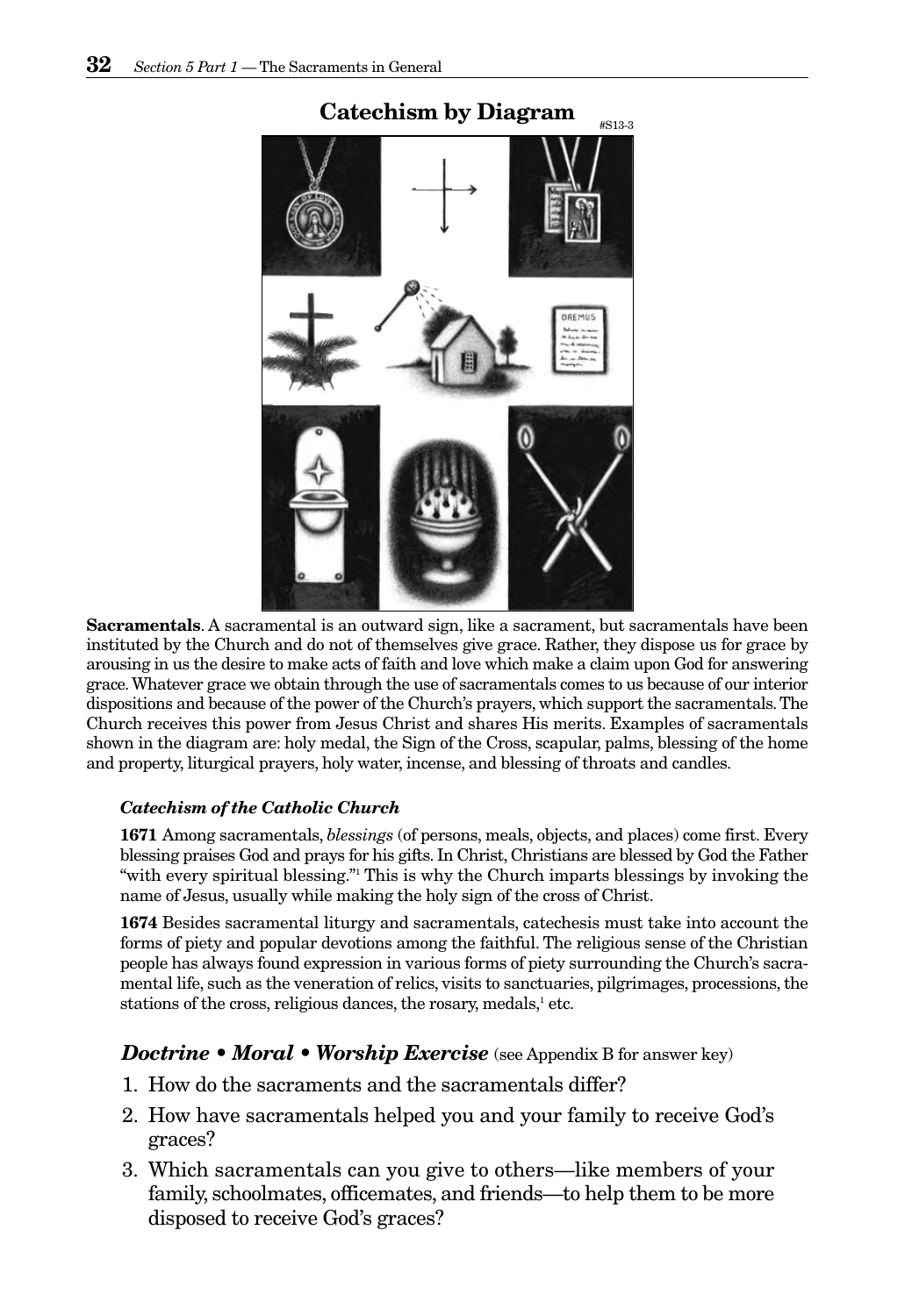## Catechism by Diagram

#S13-3

**Sacramentals**. A sacramental is an outward sign, like a sacrament, but sacramentals have been instituted by the Church and do not of themselves give grace. Rather, they dispose us for grace by arousing in us the desire to make acts of faith and love which make a claim upon God for answering grace. Whatever grace we obtain through the use of sacramentals comes to us because of our interior dispositions and because of the power of the Church's prayers, which support the sacramentals. The Church receives this power from Jesus Christ and shares His merits. Examples of sacramentals shown in the diagram are: holy medal, the Sign of the Cross, scapular, palms, blessing of the home and property, liturgical prayers, holy water, incense, and blessing of throats and candles.

#### *Catechism of the Catholic Church*

**1671** Among sacramentals, *blessings* (of persons, meals, objects, and places) come first. Every blessing praises God and prays for his gifts. In Christ, Christians are blessed by God the Father "with every spiritual blessing."[1] This is why the Church imparts blessings by invoking the name of Jesus, usually while making the holy sign of the cross of Christ.

**1674** Besides sacramental liturgy and sacramentals, catechesis must take into account the forms of piety and popular devotions among the faithful. The religious sense of the Christian people has always found expression in various forms of piety surrounding the Church's sacramental life, such as the veneration of relics, visits to sanctuaries, pilgrimages, processions, the stations of the cross, religious dances, the rosary, medals,[1] etc.

### *Doctrine • Moral • Worship Exercise* (see Appendix B for answer key)

1. How do the sacraments and the sacramentals differ?
2. How have sacramentals helped you and your family to receive God's graces?
3. Which sacramentals can you give to others—like members of your family, schoolmates, officemates, and friends—to help them to be more disposed to receive God's graces?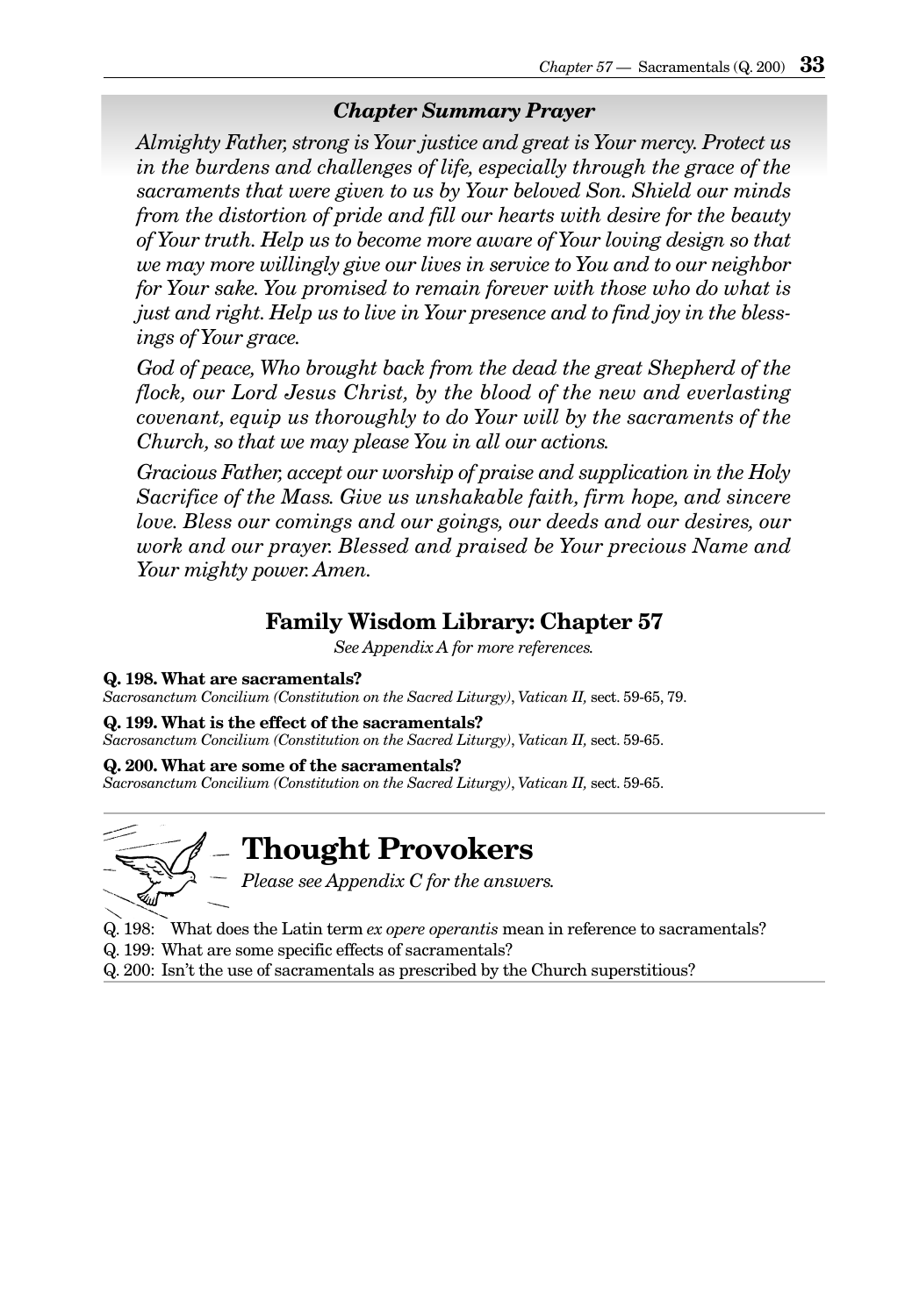### *Chapter Summary Prayer*

*Almighty Father, strong is Your justice and great is Your mercy. Protect us in the burdens and challenges of life, especially through the grace of the sacraments that were given to us by Your beloved Son. Shield our minds from the distortion of pride and fill our hearts with desire for the beauty of Your truth. Help us to become more aware of Your loving design so that we may more willingly give our lives in service to You and to our neighbor for Your sake. You promised to remain forever with those who do what is just and right. Help us to live in Your presence and to find joy in the blessings of Your grace.*

*God of peace, Who brought back from the dead the great Shepherd of the flock, our Lord Jesus Christ, by the blood of the new and everlasting covenant, equip us thoroughly to do Your will by the sacraments of the Church, so that we may please You in all our actions.*

*Gracious Father, accept our worship of praise and supplication in the Holy Sacrifice of the Mass. Give us unshakable faith, firm hope, and sincere love. Bless our comings and our goings, our deeds and our desires, our work and our prayer. Blessed and praised be Your precious Name and Your mighty power. Amen.*

## Family Wisdom Library: Chapter 57

*See Appendix A for more references.*

**Q. 198. What are sacramentals?**
*Sacrosanctum Concilium (Constitution on the Sacred Liturgy)*, *Vatican II,* sect. 59-65, 79.

**Q. 199. What is the effect of the sacramentals?**
*Sacrosanctum Concilium (Constitution on the Sacred Liturgy)*, *Vatican II,* sect. 59-65.

**Q. 200. What are some of the sacramentals?**
*Sacrosanctum Concilium (Constitution on the Sacred Liturgy)*, *Vatican II,* sect. 59-65.

## Thought Provokers

*Please see Appendix C for the answers.*

Q. 198: What does the Latin term *ex opere operantis* mean in reference to sacramentals?

Q. 199: What are some specific effects of sacramentals?

Q. 200: Isn't the use of sacramentals as prescribed by the Church superstitious?